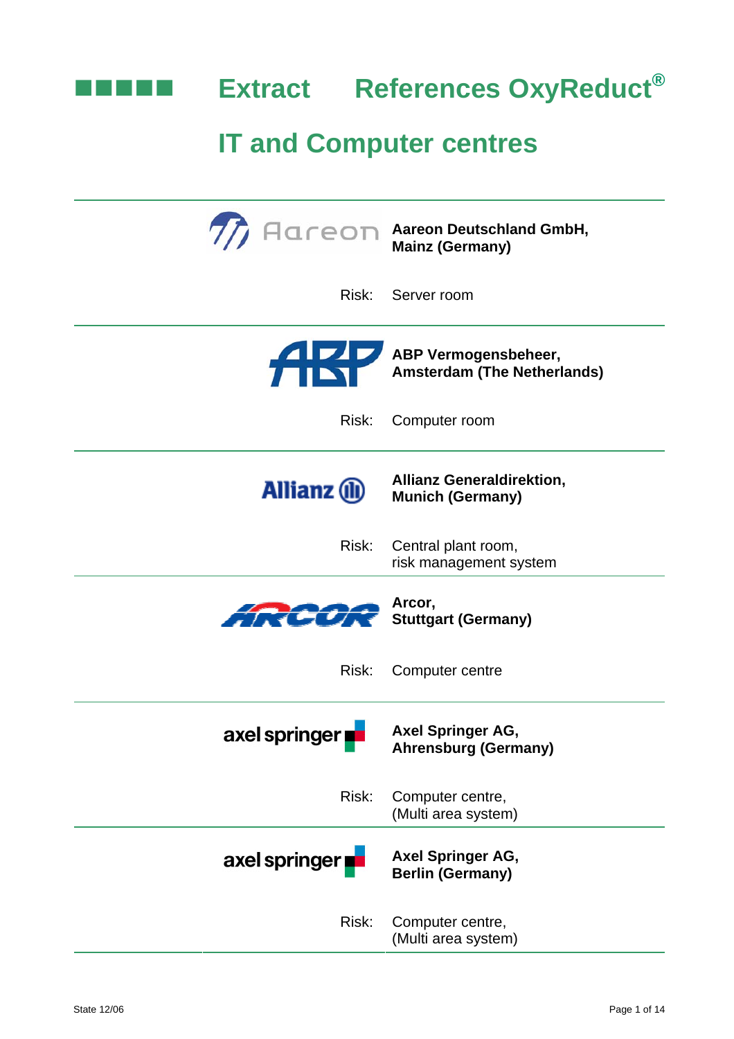# Extract References OxyReduct®

## IT and Computer centres

---

**Aareon Deutschland GmbH, Mainz (Germany)**

Risk: Server room

---

**ABP Vermogensbeheer, Amsterdam (The Netherlands)**

Risk: Computer room

---

**Allianz Generaldirektion, Munich (Germany)**

Risk: Central plant room, risk management system

---

**Arcor, Stuttgart (Germany)**

Risk: Computer centre

---

**Axel Springer AG, Ahrensburg (Germany)**

Risk: Computer centre, (Multi area system)

---

**Axel Springer AG, Berlin (Germany)**

Risk: Computer centre, (Multi area system)

---

State 12/06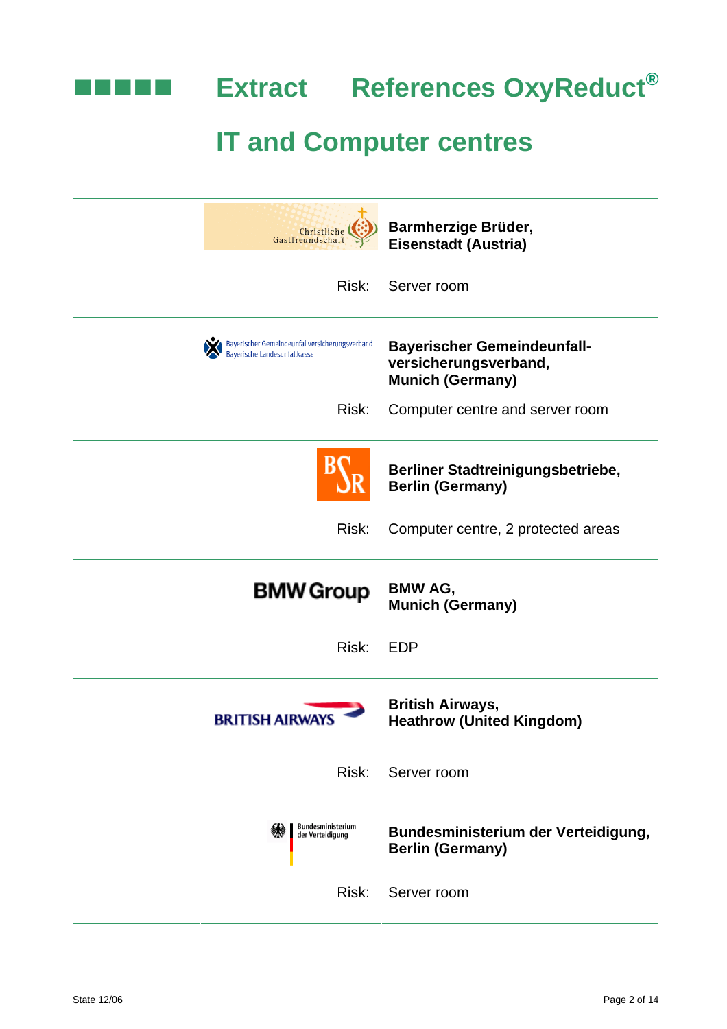# Extract References OxyReduct®

## IT and Computer centres

**Barmherzige Brüder, Eisenstadt (Austria)**

Risk: Server room

**Bayerischer Gemeindeunfall-versicherungsverband, Munich (Germany)**

Risk: Computer centre and server room

**Berliner Stadtreinigungsbetriebe, Berlin (Germany)**

Risk: Computer centre, 2 protected areas

**BMW AG, Munich (Germany)**

Risk: EDP

**British Airways, Heathrow (United Kingdom)**

Risk: Server room

**Bundesministerium der Verteidigung, Berlin (Germany)**

Risk: Server room

State 12/06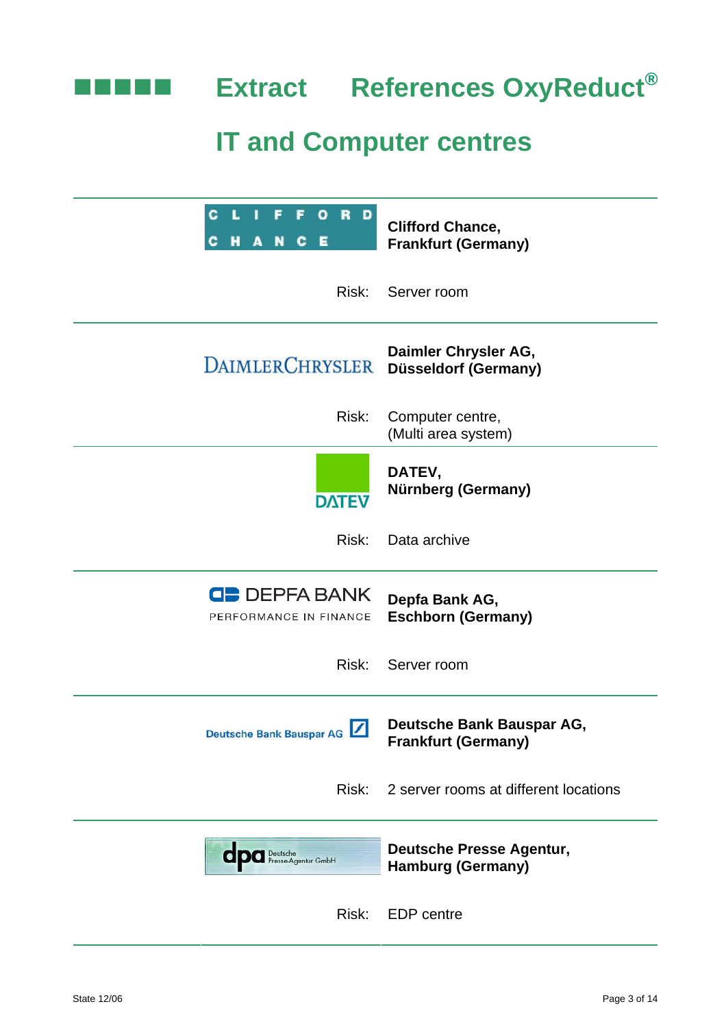# Extract References OxyReduct®

## IT and Computer centres

| | |
|---|---|
| CLIFFORD CHANCE | **Clifford Chance, Frankfurt (Germany)** |
| Risk: | Server room |
| DAIMLERCHRYSLER | **Daimler Chrysler AG, Düsseldorf (Germany)** |
| Risk: | Computer centre, (Multi area system) |
| DATEV | **DATEV, Nürnberg (Germany)** |
| Risk: | Data archive |
| DEPFA BANK PERFORMANCE IN FINANCE | **Depfa Bank AG, Eschborn (Germany)** |
| Risk: | Server room |
| Deutsche Bank Bauspar AG | **Deutsche Bank Bauspar AG, Frankfurt (Germany)** |
| Risk: | 2 server rooms at different locations |
| dpa Deutsche Presse-Agentur GmbH | **Deutsche Presse Agentur, Hamburg (Germany)** |
| Risk: | EDP centre |

State 12/06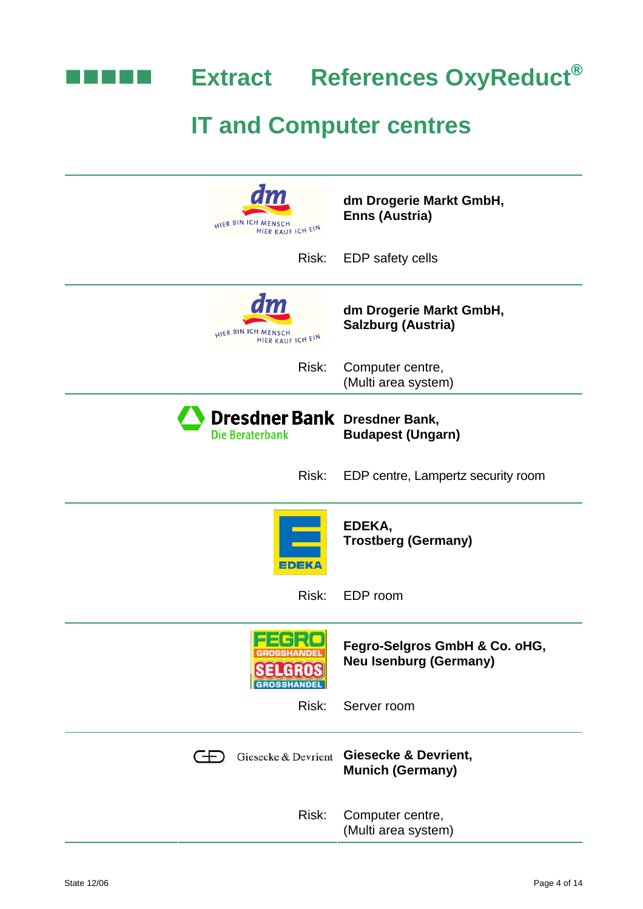# Extract References OxyReduct®

## IT and Computer centres

| | |
|---|---|
| | **dm Drogerie Markt GmbH, Enns (Austria)** |
| Risk: | EDP safety cells |
| | **dm Drogerie Markt GmbH, Salzburg (Austria)** |
| Risk: | Computer centre, (Multi area system) |
| | **Dresdner Bank, Budapest (Ungarn)** |
| Risk: | EDP centre, Lampertz security room |
| | **EDEKA, Trostberg (Germany)** |
| Risk: | EDP room |
| | **Fegro-Selgros GmbH & Co. oHG, Neu Isenburg (Germany)** |
| Risk: | Server room |
| | **Giesecke & Devrient, Munich (Germany)** |
| Risk: | Computer centre, (Multi area system) |

State 12/06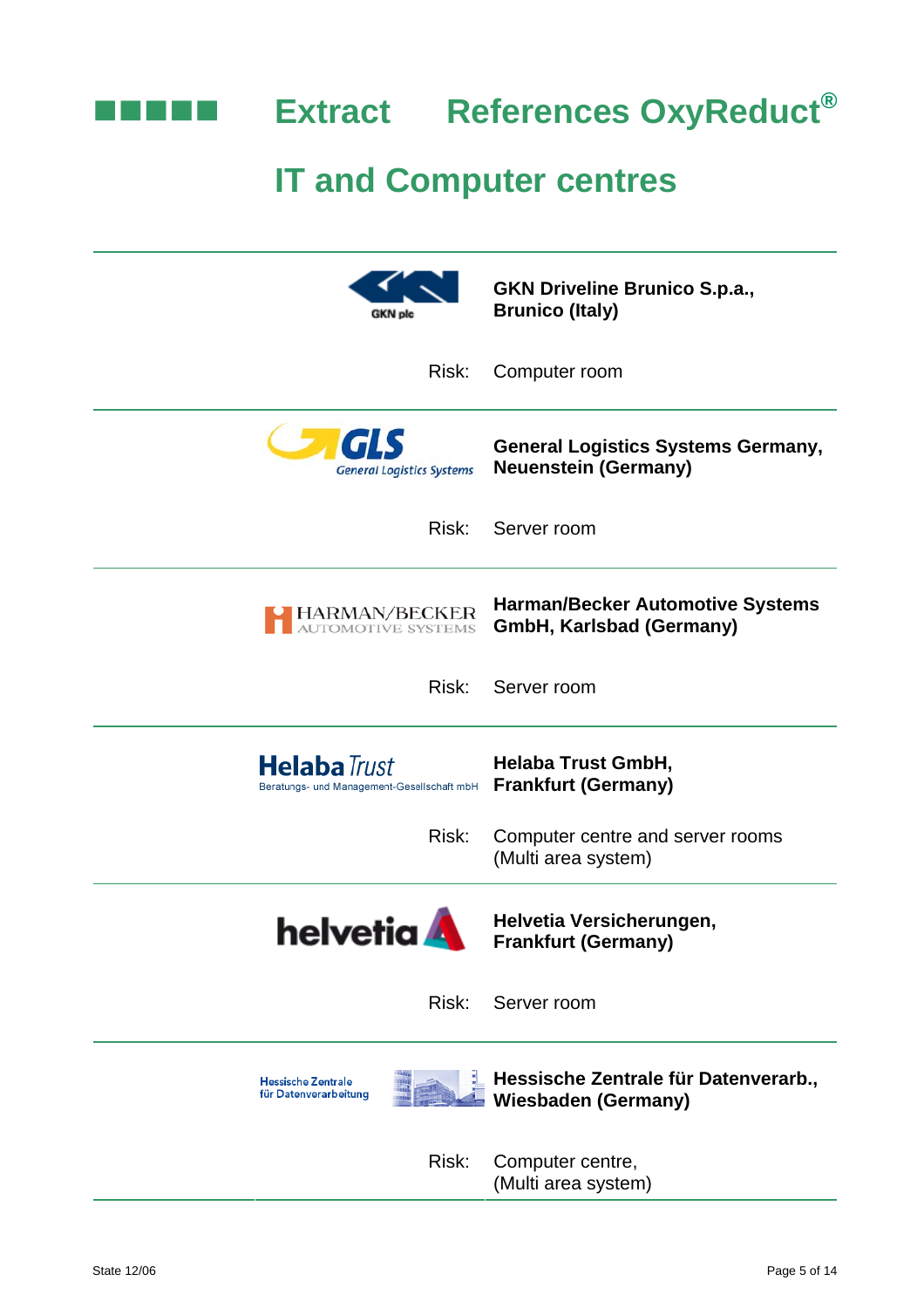# Extract References OxyReduct®

## IT and Computer centres

**GKN Driveline Brunico S.p.a., Brunico (Italy)**

Risk: Computer room

---

**General Logistics Systems Germany, Neuenstein (Germany)**

Risk: Server room

---

**Harman/Becker Automotive Systems GmbH, Karlsbad (Germany)**

Risk: Server room

---

**Helaba Trust GmbH, Frankfurt (Germany)**

Risk: Computer centre and server rooms (Multi area system)

---

**Helvetia Versicherungen, Frankfurt (Germany)**

Risk: Server room

---

**Hessische Zentrale für Datenverarb., Wiesbaden (Germany)**

Risk: Computer centre, (Multi area system)

State 12/06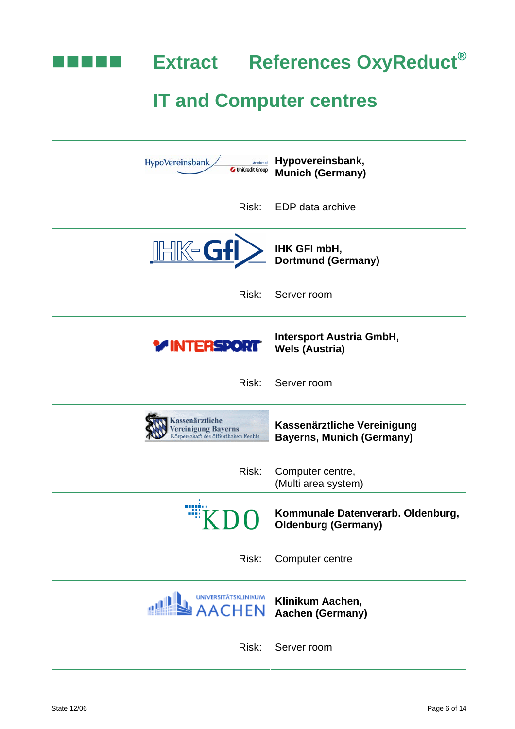# Extract References OxyReduct®

## IT and Computer centres

---

**Hypovereinsbank, Munich (Germany)**

Risk: EDP data archive

---

**IHK GFI mbH, Dortmund (Germany)**

Risk: Server room

---

**Intersport Austria GmbH, Wels (Austria)**

Risk: Server room

---

**Kassenärztliche Vereinigung Bayerns, Munich (Germany)**

Risk: Computer centre, (Multi area system)

---

**Kommunale Datenverarb. Oldenburg, Oldenburg (Germany)**

Risk: Computer centre

---

**Klinikum Aachen, Aachen (Germany)**

Risk: Server room

---

State 12/06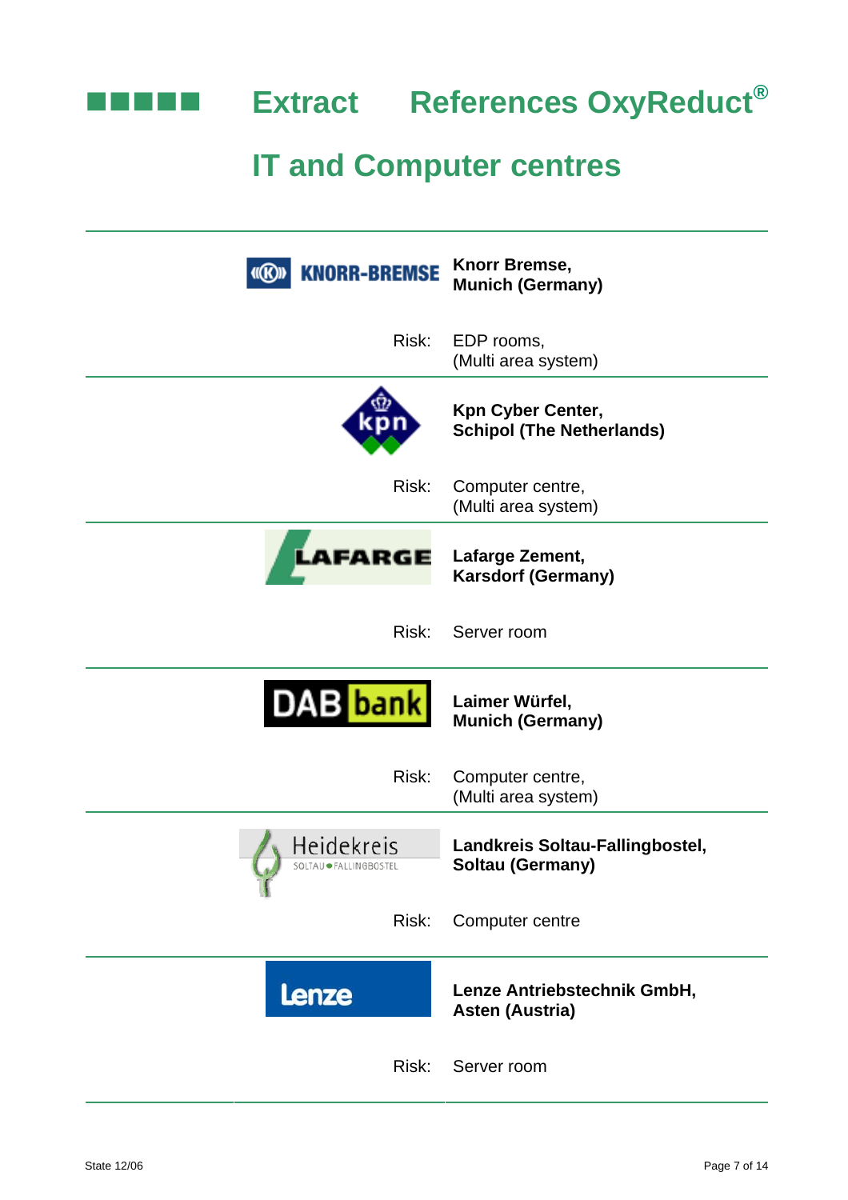# Extract References OxyReduct®

## IT and Computer centres

---

**Knorr Bremse, Munich (Germany)**

Risk: EDP rooms, (Multi area system)

---

**Kpn Cyber Center, Schipol (The Netherlands)**

Risk: Computer centre, (Multi area system)

---

**Lafarge Zement, Karsdorf (Germany)**

Risk: Server room

---

**Laimer Würfel, Munich (Germany)**

Risk: Computer centre, (Multi area system)

---

**Landkreis Soltau-Fallingbostel, Soltau (Germany)**

Risk: Computer centre

---

**Lenze Antriebstechnik GmbH, Asten (Austria)**

Risk: Server room

---

State 12/06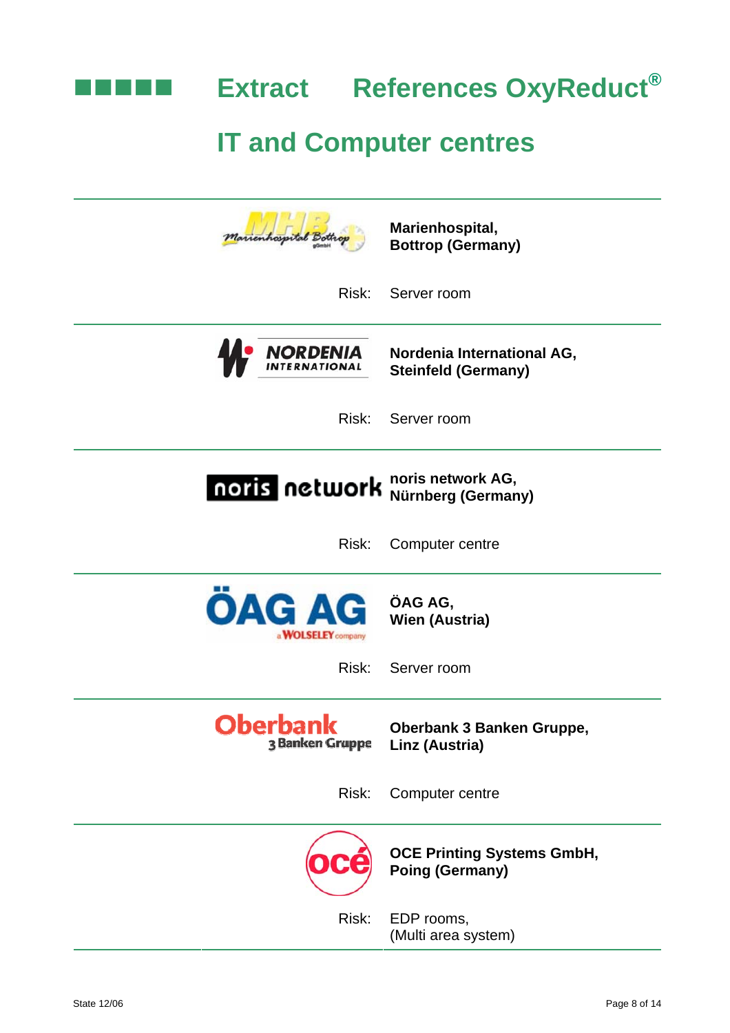# Extract References OxyReduct®

## IT and Computer centres

---

**Marienhospital, Bottrop (Germany)**

Risk: Server room

---

**Nordenia International AG, Steinfeld (Germany)**

Risk: Server room

---

**noris network AG, Nürnberg (Germany)**

Risk: Computer centre

---

**ÖAG AG, Wien (Austria)**

Risk: Server room

---

**Oberbank 3 Banken Gruppe, Linz (Austria)**

Risk: Computer centre

---

**OCE Printing Systems GmbH, Poing (Germany)**

Risk: EDP rooms, (Multi area system)

---

State 12/06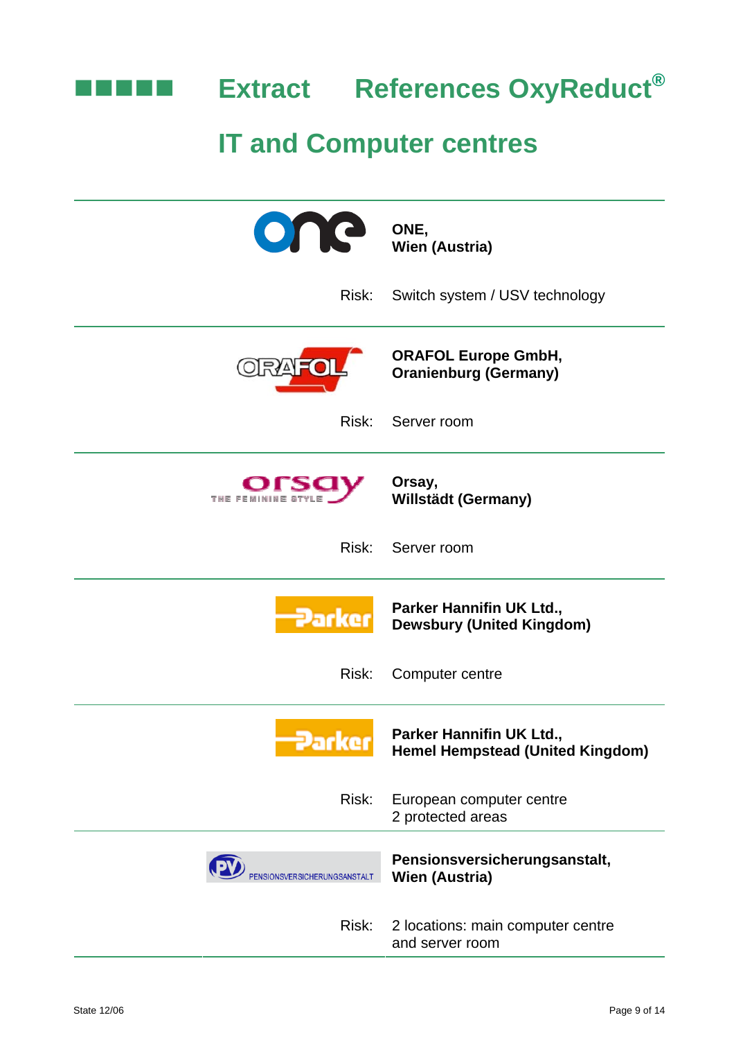# Extract References OxyReduct®

## IT and Computer centres

**ONE,**
**Wien (Austria)**

Risk: Switch system / USV technology

---

**ORAFOL Europe GmbH,**
**Oranienburg (Germany)**

Risk: Server room

---

**Orsay,**
**Willstädt (Germany)**

Risk: Server room

---

**Parker Hannifin UK Ltd.,**
**Dewsbury (United Kingdom)**

Risk: Computer centre

---

**Parker Hannifin UK Ltd.,**
**Hemel Hempstead (United Kingdom)**

Risk: European computer centre
2 protected areas

---

**Pensionsversicherungsanstalt,**
**Wien (Austria)**

Risk: 2 locations: main computer centre and server room

---

State 12/06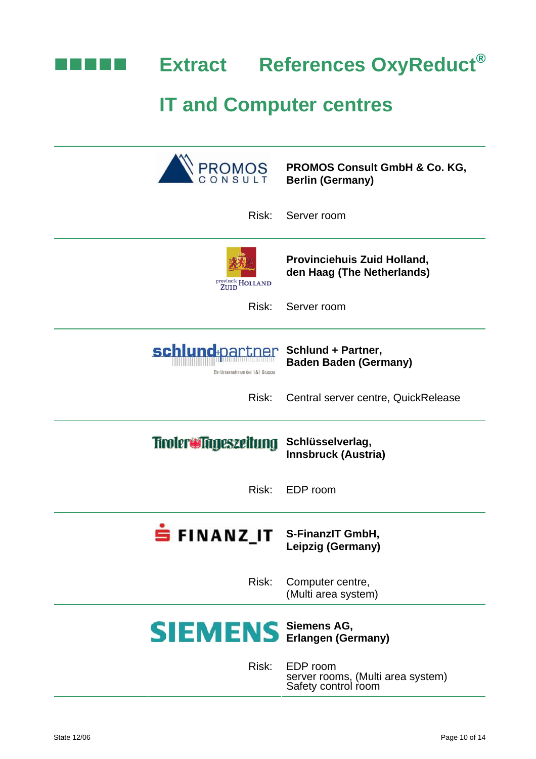# Extract References OxyReduct®

## IT and Computer centres

**PROMOS Consult GmbH & Co. KG, Berlin (Germany)**

Risk: Server room

---

**Provinciehuis Zuid Holland, den Haag (The Netherlands)**

Risk: Server room

---

**Schlund + Partner, Baden Baden (Germany)**

Risk: Central server centre, QuickRelease

---

**Schlüsselverlag, Innsbruck (Austria)**

Risk: EDP room

---

**S-FinanzIT GmbH, Leipzig (Germany)**

Risk: Computer centre, (Multi area system)

---

**Siemens AG, Erlangen (Germany)**

Risk: EDP room
server rooms, (Multi area system)
Safety control room

---

State 12/06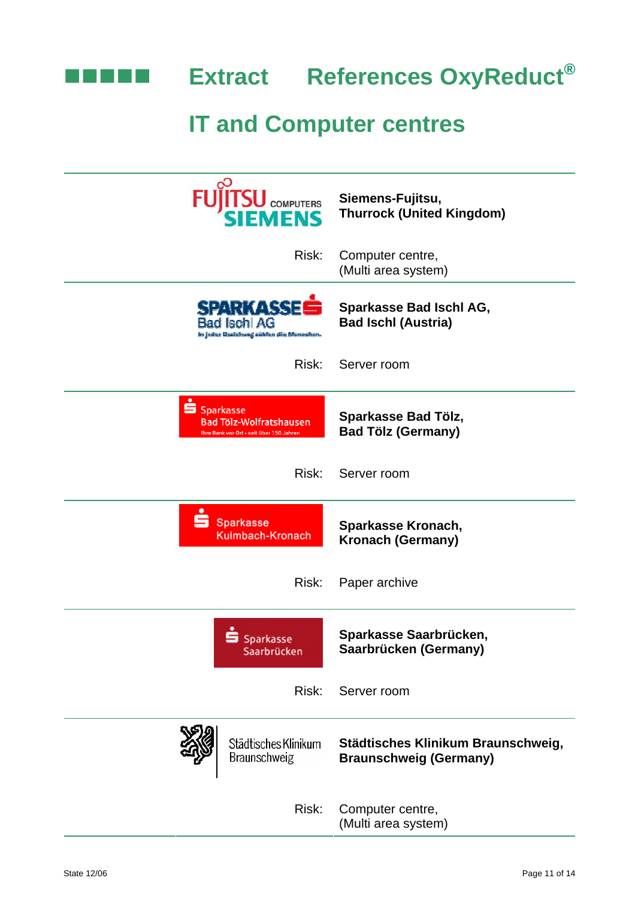# Extract References OxyReduct®

## IT and Computer centres

| | |
|---|---|
| FUJITSU COMPUTERS SIEMENS | **Siemens-Fujitsu, Thurrock (United Kingdom)** |
| Risk: | Computer centre, (Multi area system) |
| SPARKASSE Bad Ischl AG In jeder Beziehung zählen die Menschen. | **Sparkasse Bad Ischl AG, Bad Ischl (Austria)** |
| Risk: | Server room |
| Sparkasse Bad Tölz-Wolfratshausen Ihre Bank vor Ort - seit über 150 Jahren | **Sparkasse Bad Tölz, Bad Tölz (Germany)** |
| Risk: | Server room |
| Sparkasse Kulmbach-Kronach | **Sparkasse Kronach, Kronach (Germany)** |
| Risk: | Paper archive |
| Sparkasse Saarbrücken | **Sparkasse Saarbrücken, Saarbrücken (Germany)** |
| Risk: | Server room |
| Städtisches Klinikum Braunschweig | **Städtisches Klinikum Braunschweig, Braunschweig (Germany)** |
| Risk: | Computer centre, (Multi area system) |

State 12/06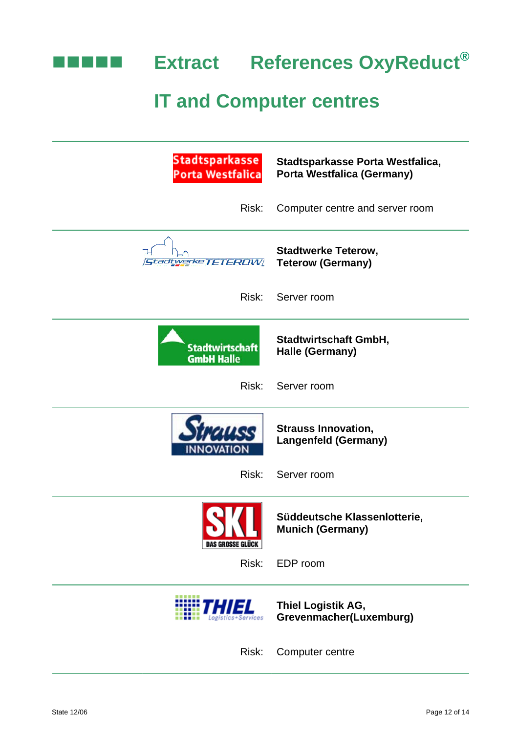# Extract References OxyReduct®

## IT and Computer centres

**Stadtsparkasse Porta Westfalica, Porta Westfalica (Germany)**

Risk: Computer centre and server room

---

**Stadtwerke Teterow, Teterow (Germany)**

Risk: Server room

---

**Stadtwirtschaft GmbH, Halle (Germany)**

Risk: Server room

---

**Strauss Innovation, Langenfeld (Germany)**

Risk: Server room

---

**Süddeutsche Klassenlotterie, Munich (Germany)**

Risk: EDP room

---

**Thiel Logistik AG, Grevenmacher(Luxemburg)**

Risk: Computer centre

---

State 12/06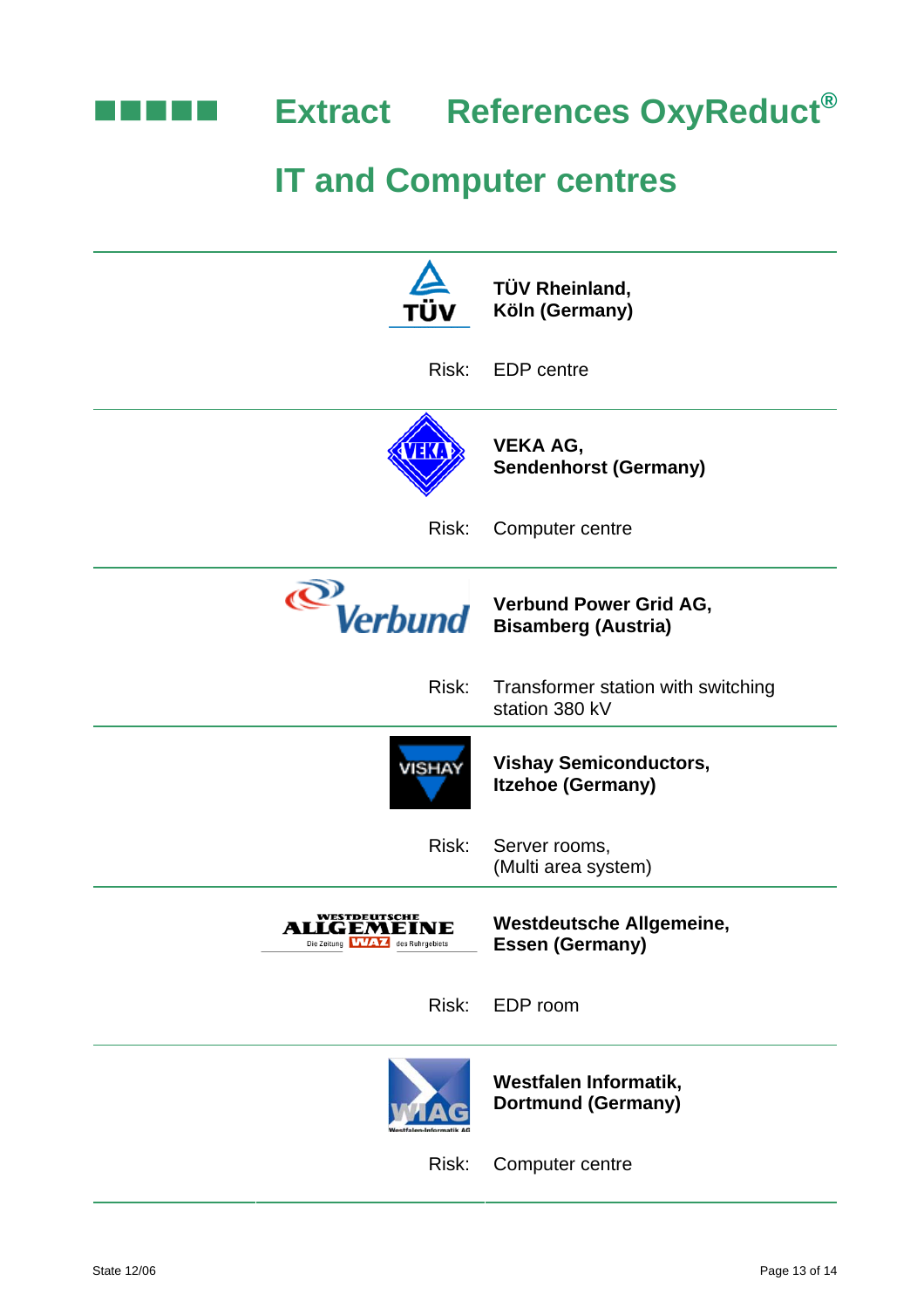# Extract References OxyReduct®

## IT and Computer centres

**TÜV Rheinland,**
**Köln (Germany)**

Risk: EDP centre

---

**VEKA AG,**
**Sendenhorst (Germany)**

Risk: Computer centre

---

**Verbund Power Grid AG,**
**Bisamberg (Austria)**

Risk: Transformer station with switching station 380 kV

---

**Vishay Semiconductors,**
**Itzehoe (Germany)**

Risk: Server rooms, (Multi area system)

---

**Westdeutsche Allgemeine,**
**Essen (Germany)**

Risk: EDP room

---

**Westfalen Informatik,**
**Dortmund (Germany)**

Risk: Computer centre

---

State 12/06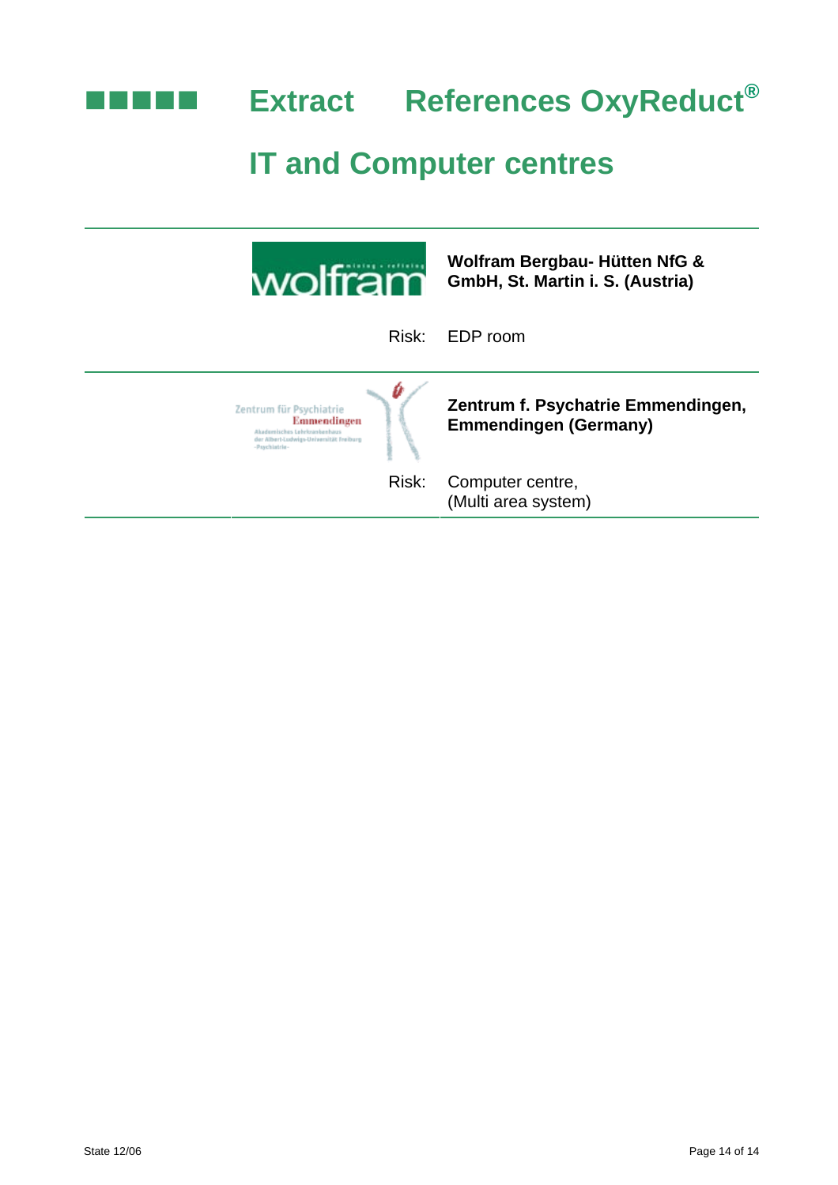# Extract References OxyReduct®

## IT and Computer centres

| | | |
|---|---|---|
| wolfram mining + refining | | **Wolfram Bergbau- Hütten NfG & GmbH, St. Martin i. S. (Austria)** |
| | Risk: | EDP room |
| Zentrum für Psychiatrie Emmendingen Akademisches Lehrkrankenhaus der Albert-Ludwigs-Universität Freiburg -Psychiatrie- | | **Zentrum f. Psychatrie Emmendingen, Emmendingen (Germany)** |
| | Risk: | Computer centre, (Multi area system) |

State 12/06